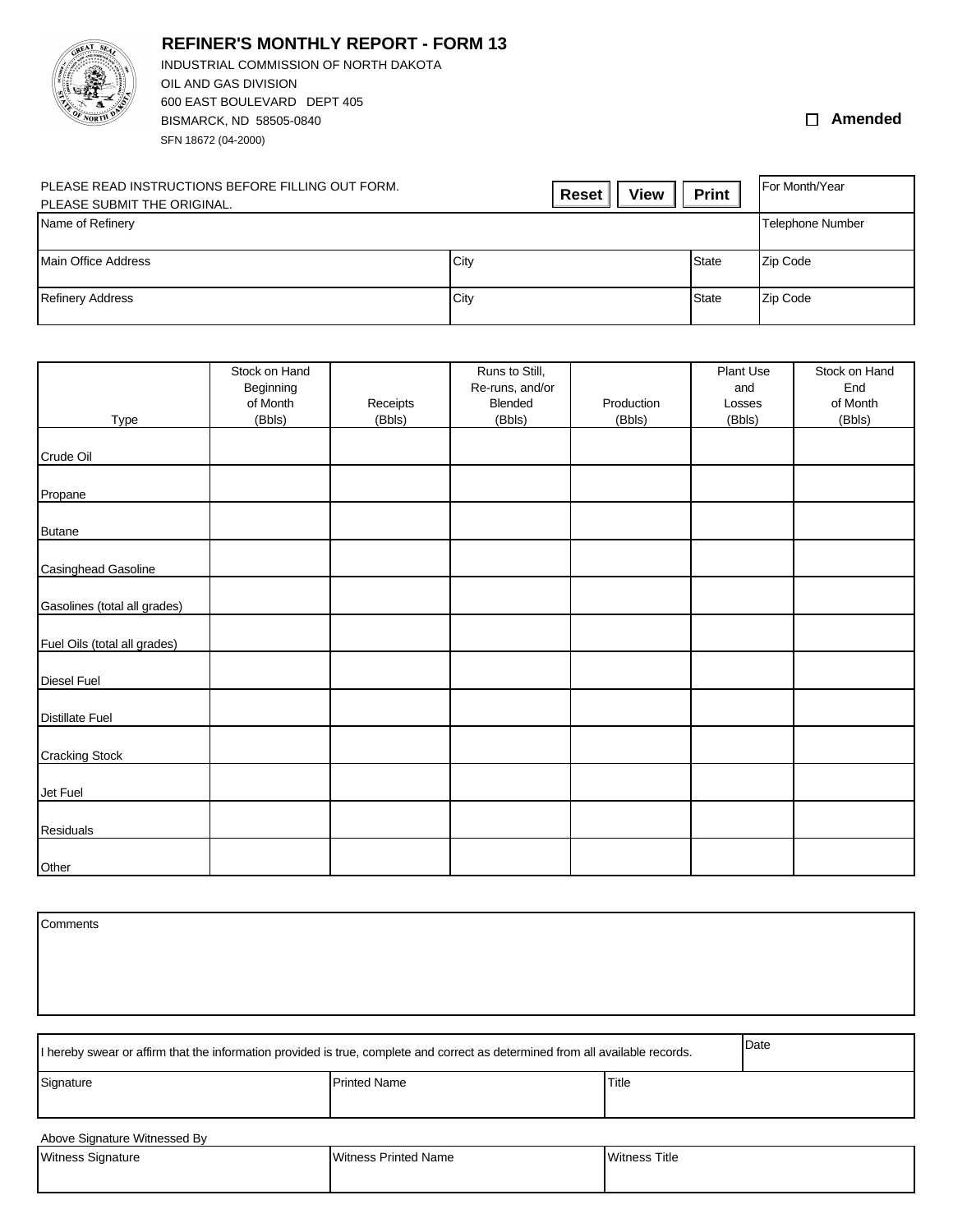# REFINER'S MONTHLY REPORT - FORM 13

INDUSTRIAL COMMISSION OF NORTH DAKOTA
OIL AND GAS DIVISION
600 EAST BOULEVARD DEPT 405
BISMARCK, ND 58505-0840
SFN 18672 (04-2000)

☐ **Amended**

PLEASE READ INSTRUCTIONS BEFORE FILLING OUT FORM.
PLEASE SUBMIT THE ORIGINAL.

| | | | For Month/Year |
|---|---|---|---|
| Name of Refinery | | | Telephone Number |
| Main Office Address | City | State | Zip Code |
| Refinery Address | City | State | Zip Code |

| Type | Stock on Hand Beginning of Month (Bbls) | Receipts (Bbls) | Runs to Still, Re-runs, and/or Blended (Bbls) | Production (Bbls) | Plant Use and Losses (Bbls) | Stock on Hand End of Month (Bbls) |
|---|---|---|---|---|---|---|
| Crude Oil | | | | | | |
| Propane | | | | | | |
| Butane | | | | | | |
| Casinghead Gasoline | | | | | | |
| Gasolines (total all grades) | | | | | | |
| Fuel Oils (total all grades) | | | | | | |
| Diesel Fuel | | | | | | |
| Distillate Fuel | | | | | | |
| Cracking Stock | | | | | | |
| Jet Fuel | | | | | | |
| Residuals | | | | | | |
| Other | | | | | | |

Comments

| I hereby swear or affirm that the information provided is true, complete and correct as determined from all available records. | | Date |
|---|---|---|
| Signature | Printed Name | Title |

Above Signature Witnessed By

| Witness Signature | Witness Printed Name | Witness Title |
|---|---|---|
| | | |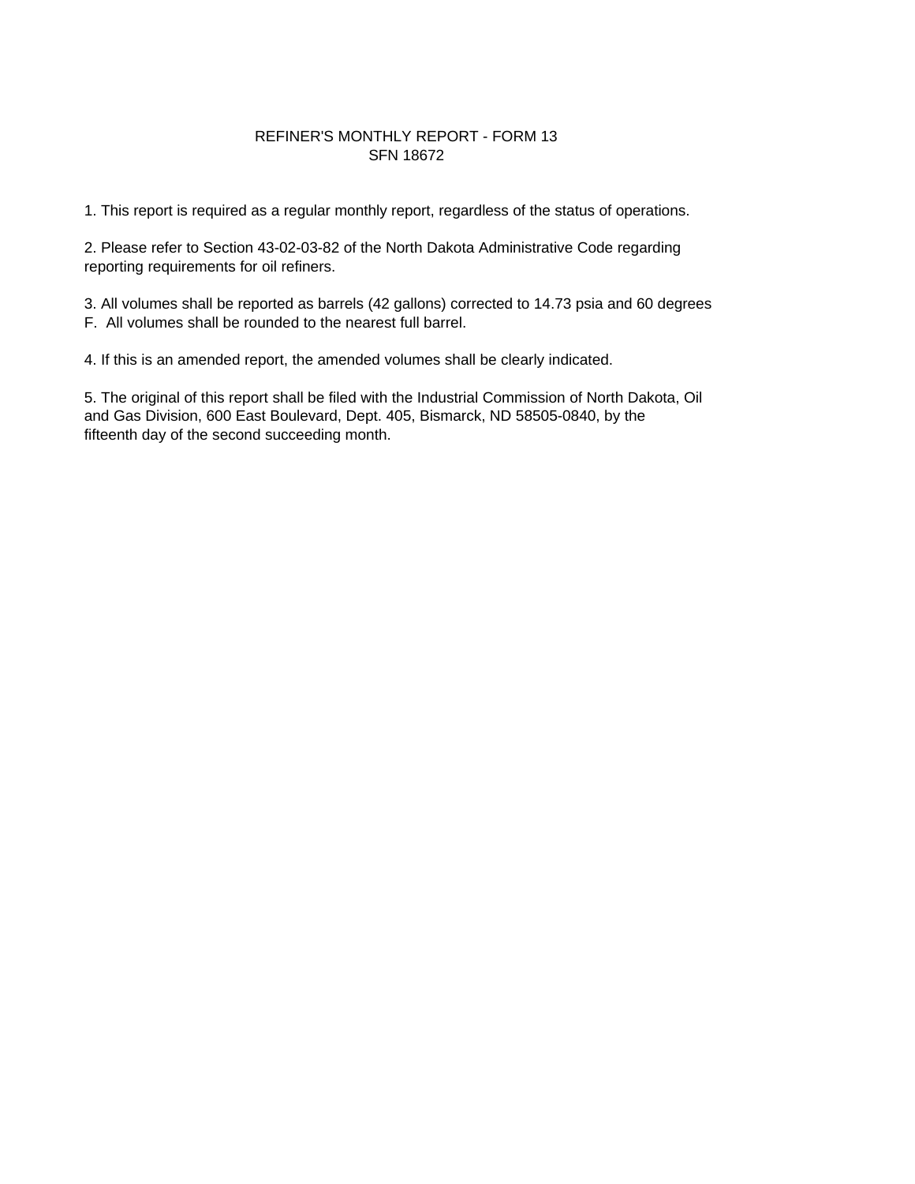# REFINER'S MONTHLY REPORT - FORM 13
## SFN 18672

1. This report is required as a regular monthly report, regardless of the status of operations.

2. Please refer to Section 43-02-03-82 of the North Dakota Administrative Code regarding reporting requirements for oil refiners.

3. All volumes shall be reported as barrels (42 gallons) corrected to 14.73 psia and 60 degrees F. All volumes shall be rounded to the nearest full barrel.

4. If this is an amended report, the amended volumes shall be clearly indicated.

5. The original of this report shall be filed with the Industrial Commission of North Dakota, Oil and Gas Division, 600 East Boulevard, Dept. 405, Bismarck, ND 58505-0840, by the fifteenth day of the second succeeding month.